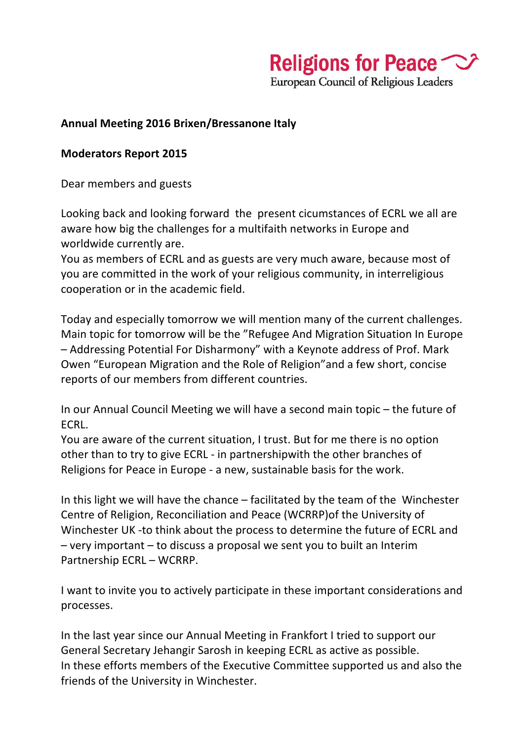**Religions for Peace**
European Council of Religious Leaders

**Annual Meeting 2016 Brixen/Bressanone Italy**

**Moderators Report 2015**

Dear members and guests

Looking back and looking forward the present cicumstances of ECRL we all are aware how big the challenges for a multifaith networks in Europe and worldwide currently are.
You as members of ECRL and as guests are very much aware, because most of you are committed in the work of your religious community, in interreligious cooperation or in the academic field.

Today and especially tomorrow we will mention many of the current challenges. Main topic for tomorrow will be the "Refugee And Migration Situation In Europe – Addressing Potential For Disharmony" with a Keynote address of Prof. Mark Owen "European Migration and the Role of Religion"and a few short, concise reports of our members from different countries.

In our Annual Council Meeting we will have a second main topic – the future of ECRL.
You are aware of the current situation, I trust. But for me there is no option other than to try to give ECRL - in partnershipwith the other branches of Religions for Peace in Europe - a new, sustainable basis for the work.

In this light we will have the chance – facilitated by the team of the Winchester Centre of Religion, Reconciliation and Peace (WCRRP)of the University of Winchester UK -to think about the process to determine the future of ECRL and – very important – to discuss a proposal we sent you to built an Interim Partnership ECRL – WCRRP.

I want to invite you to actively participate in these important considerations and processes.

In the last year since our Annual Meeting in Frankfort I tried to support our General Secretary Jehangir Sarosh in keeping ECRL as active as possible.
In these efforts members of the Executive Committee supported us and also the friends of the University in Winchester.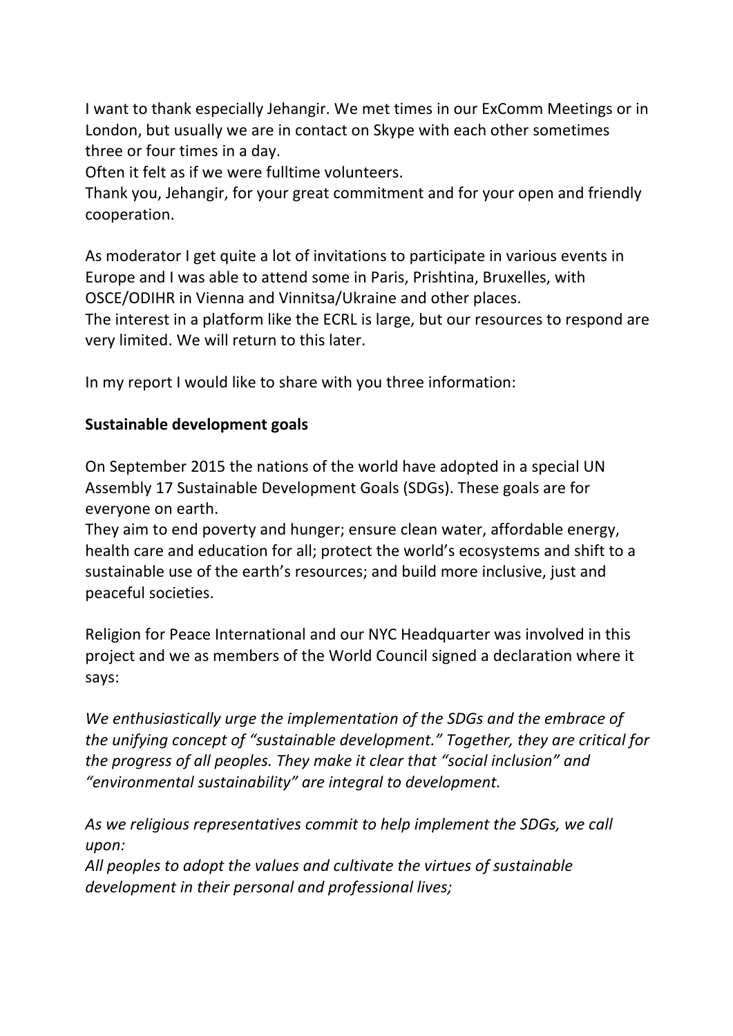I want to thank especially Jehangir. We met times in our ExComm Meetings or in London, but usually we are in contact on Skype with each other sometimes three or four times in a day.
Often it felt as if we were fulltime volunteers.
Thank you, Jehangir, for your great commitment and for your open and friendly cooperation.

As moderator I get quite a lot of invitations to participate in various events in Europe and I was able to attend some in Paris, Prishtina, Bruxelles, with OSCE/ODIHR in Vienna and Vinnitsa/Ukraine and other places.
The interest in a platform like the ECRL is large, but our resources to respond are very limited. We will return to this later.

In my report I would like to share with you three information:

**Sustainable development goals**

On September 2015 the nations of the world have adopted in a special UN Assembly 17 Sustainable Development Goals (SDGs). These goals are for everyone on earth.
They aim to end poverty and hunger; ensure clean water, affordable energy, health care and education for all; protect the world's ecosystems and shift to a sustainable use of the earth's resources; and build more inclusive, just and peaceful societies.

Religion for Peace International and our NYC Headquarter was involved in this project and we as members of the World Council signed a declaration where it says:

*We enthusiastically urge the implementation of the SDGs and the embrace of the unifying concept of "sustainable development." Together, they are critical for the progress of all peoples. They make it clear that "social inclusion" and "environmental sustainability" are integral to development.*

*As we religious representatives commit to help implement the SDGs, we call upon:*
*All peoples to adopt the values and cultivate the virtues of sustainable development in their personal and professional lives;*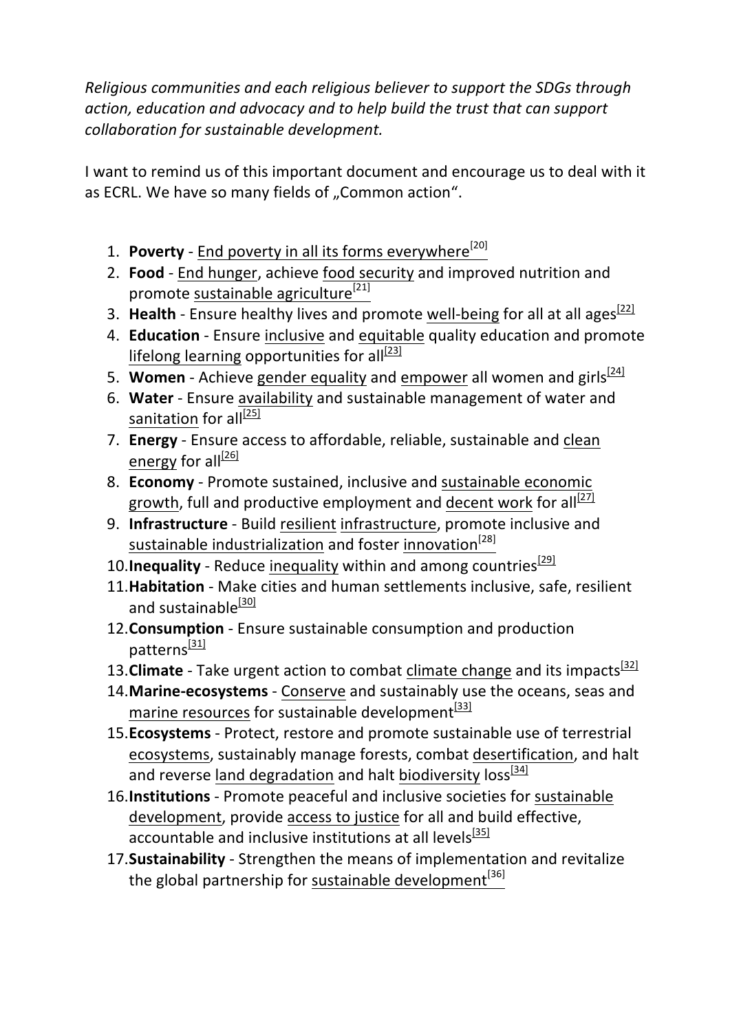*Religious communities and each religious believer to support the SDGs through action, education and advocacy and to help build the trust that can support collaboration for sustainable development.*

I want to remind us of this important document and encourage us to deal with it as ECRL. We have so many fields of „Common action".

1. **Poverty** - End poverty in all its forms everywhere[20]
2. **Food** - End hunger, achieve food security and improved nutrition and promote sustainable agriculture[21]
3. **Health** - Ensure healthy lives and promote well-being for all at all ages[22]
4. **Education** - Ensure inclusive and equitable quality education and promote lifelong learning opportunities for all[23]
5. **Women** - Achieve gender equality and empower all women and girls[24]
6. **Water** - Ensure availability and sustainable management of water and sanitation for all[25]
7. **Energy** - Ensure access to affordable, reliable, sustainable and clean energy for all[26]
8. **Economy** - Promote sustained, inclusive and sustainable economic growth, full and productive employment and decent work for all[27]
9. **Infrastructure** - Build resilient infrastructure, promote inclusive and sustainable industrialization and foster innovation[28]
10. **Inequality** - Reduce inequality within and among countries[29]
11. **Habitation** - Make cities and human settlements inclusive, safe, resilient and sustainable[30]
12. **Consumption** - Ensure sustainable consumption and production patterns[31]
13. **Climate** - Take urgent action to combat climate change and its impacts[32]
14. **Marine-ecosystems** - Conserve and sustainably use the oceans, seas and marine resources for sustainable development[33]
15. **Ecosystems** - Protect, restore and promote sustainable use of terrestrial ecosystems, sustainably manage forests, combat desertification, and halt and reverse land degradation and halt biodiversity loss[34]
16. **Institutions** - Promote peaceful and inclusive societies for sustainable development, provide access to justice for all and build effective, accountable and inclusive institutions at all levels[35]
17. **Sustainability** - Strengthen the means of implementation and revitalize the global partnership for sustainable development[36]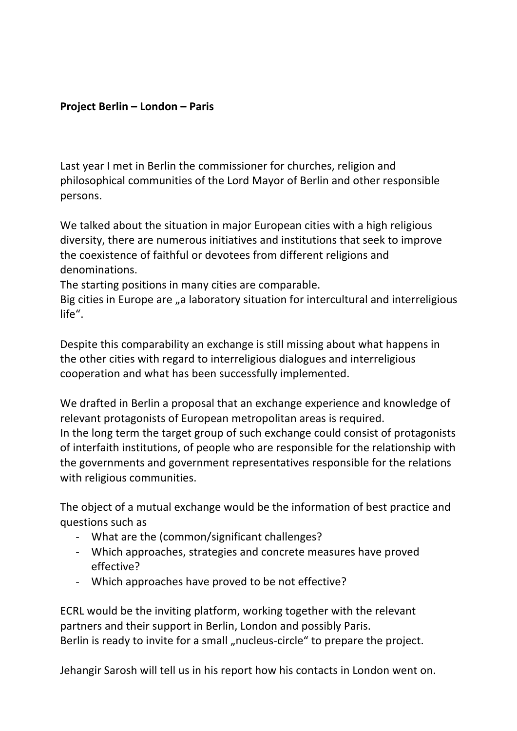**Project Berlin – London – Paris**

Last year I met in Berlin the commissioner for churches, religion and philosophical communities of the Lord Mayor of Berlin and other responsible persons.

We talked about the situation in major European cities with a high religious diversity, there are numerous initiatives and institutions that seek to improve the coexistence of faithful or devotees from different religions and denominations.
The starting positions in many cities are comparable.
Big cities in Europe are „a laboratory situation for intercultural and interreligious life“.

Despite this comparability an exchange is still missing about what happens in the other cities with regard to interreligious dialogues and interreligious cooperation and what has been successfully implemented.

We drafted in Berlin a proposal that an exchange experience and knowledge of relevant protagonists of European metropolitan areas is required.
In the long term the target group of such exchange could consist of protagonists of interfaith institutions, of people who are responsible for the relationship with the governments and government representatives responsible for the relations with religious communities.

The object of a mutual exchange would be the information of best practice and questions such as

- What are the (common/significant challenges?
- Which approaches, strategies and concrete measures have proved effective?
- Which approaches have proved to be not effective?

ECRL would be the inviting platform, working together with the relevant partners and their support in Berlin, London and possibly Paris.
Berlin is ready to invite for a small „nucleus-circle“ to prepare the project.

Jehangir Sarosh will tell us in his report how his contacts in London went on.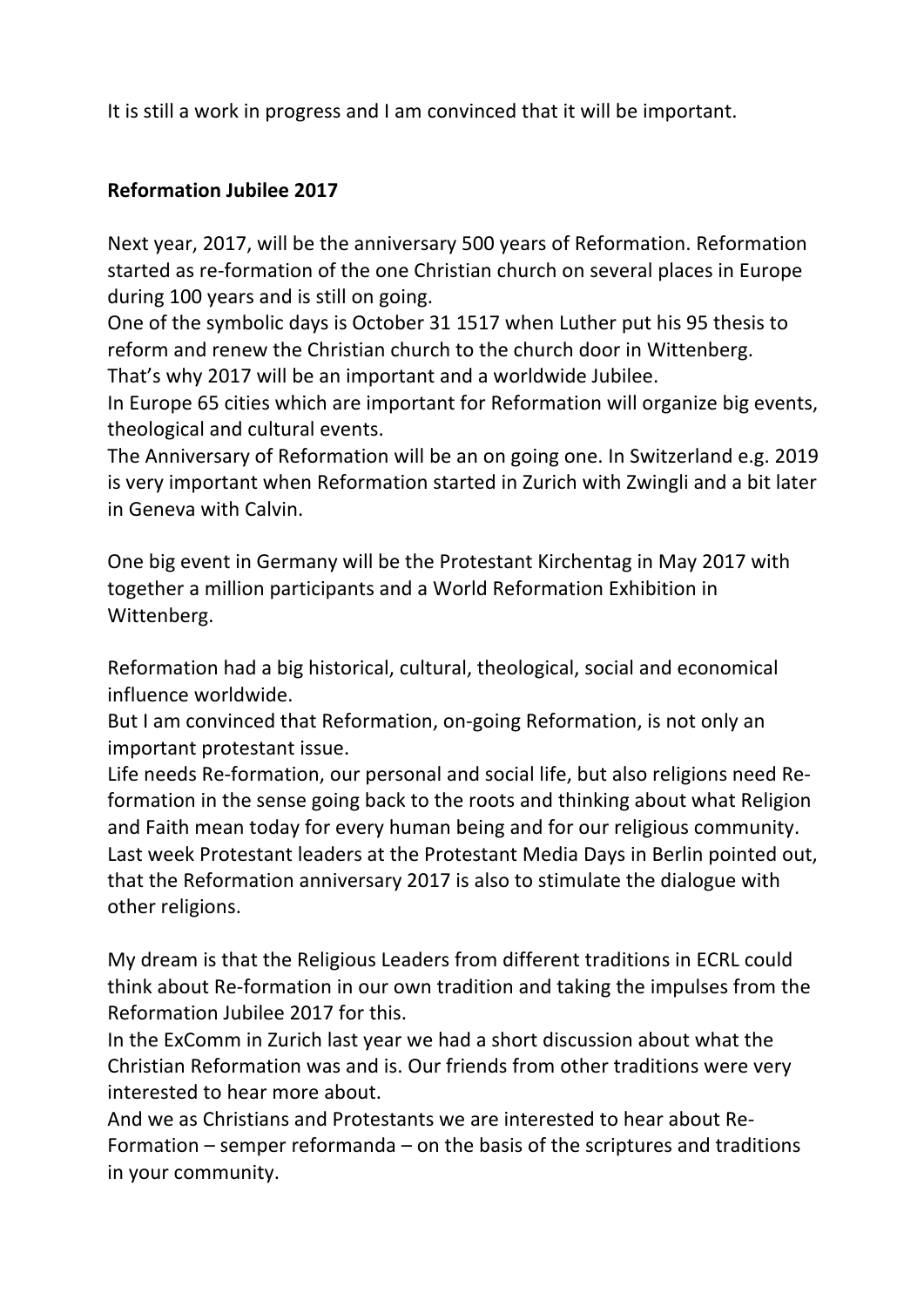It is still a work in progress and I am convinced that it will be important.

**Reformation Jubilee 2017**

Next year, 2017, will be the anniversary 500 years of Reformation. Reformation started as re-formation of the one Christian church on several places in Europe during 100 years and is still on going.
One of the symbolic days is October 31 1517 when Luther put his 95 thesis to reform and renew the Christian church to the church door in Wittenberg.
That's why 2017 will be an important and a worldwide Jubilee.
In Europe 65 cities which are important for Reformation will organize big events, theological and cultural events.
The Anniversary of Reformation will be an on going one. In Switzerland e.g. 2019 is very important when Reformation started in Zurich with Zwingli and a bit later in Geneva with Calvin.

One big event in Germany will be the Protestant Kirchentag in May 2017 with together a million participants and a World Reformation Exhibition in Wittenberg.

Reformation had a big historical, cultural, theological, social and economical influence worldwide.
But I am convinced that Reformation, on-going Reformation, is not only an important protestant issue.
Life needs Re-formation, our personal and social life, but also religions need Re-formation in the sense going back to the roots and thinking about what Religion and Faith mean today for every human being and for our religious community.
Last week Protestant leaders at the Protestant Media Days in Berlin pointed out, that the Reformation anniversary 2017 is also to stimulate the dialogue with other religions.

My dream is that the Religious Leaders from different traditions in ECRL could think about Re-formation in our own tradition and taking the impulses from the Reformation Jubilee 2017 for this.
In the ExComm in Zurich last year we had a short discussion about what the Christian Reformation was and is. Our friends from other traditions were very interested to hear more about.
And we as Christians and Protestants we are interested to hear about Re-Formation – semper reformanda – on the basis of the scriptures and traditions in your community.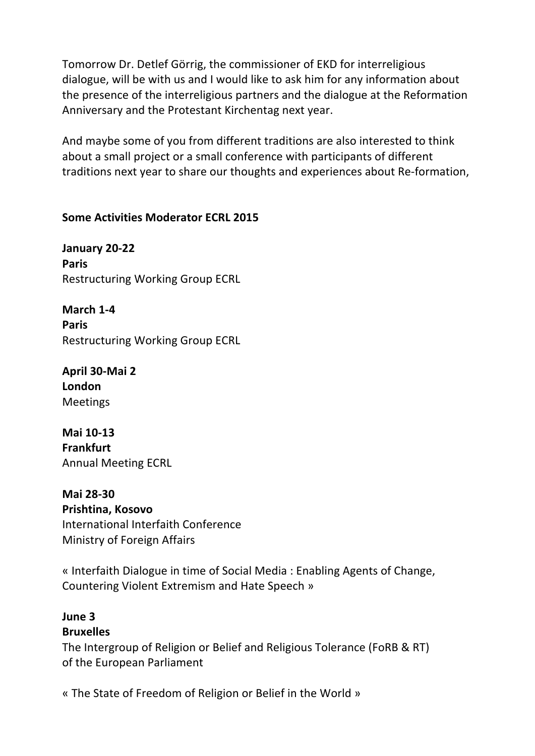Tomorrow Dr. Detlef Görrig, the commissioner of EKD for interreligious dialogue, will be with us and I would like to ask him for any information about the presence of the interreligious partners and the dialogue at the Reformation Anniversary and the Protestant Kirchentag next year.

And maybe some of you from different traditions are also interested to think about a small project or a small conference with participants of different traditions next year to share our thoughts and experiences about Re-formation,

**Some Activities Moderator ECRL 2015**

**January 20-22**
**Paris**
Restructuring Working Group ECRL

**March 1-4**
**Paris**
Restructuring Working Group ECRL

**April 30-Mai 2**
**London**
Meetings

**Mai 10-13**
**Frankfurt**
Annual Meeting ECRL

**Mai 28-30**
**Prishtina, Kosovo**
International Interfaith Conference
Ministry of Foreign Affairs

« Interfaith Dialogue in time of Social Media : Enabling Agents of Change, Countering Violent Extremism and Hate Speech »

**June 3**
**Bruxelles**
The Intergroup of Religion or Belief and Religious Tolerance (FoRB & RT) of the European Parliament

« The State of Freedom of Religion or Belief in the World »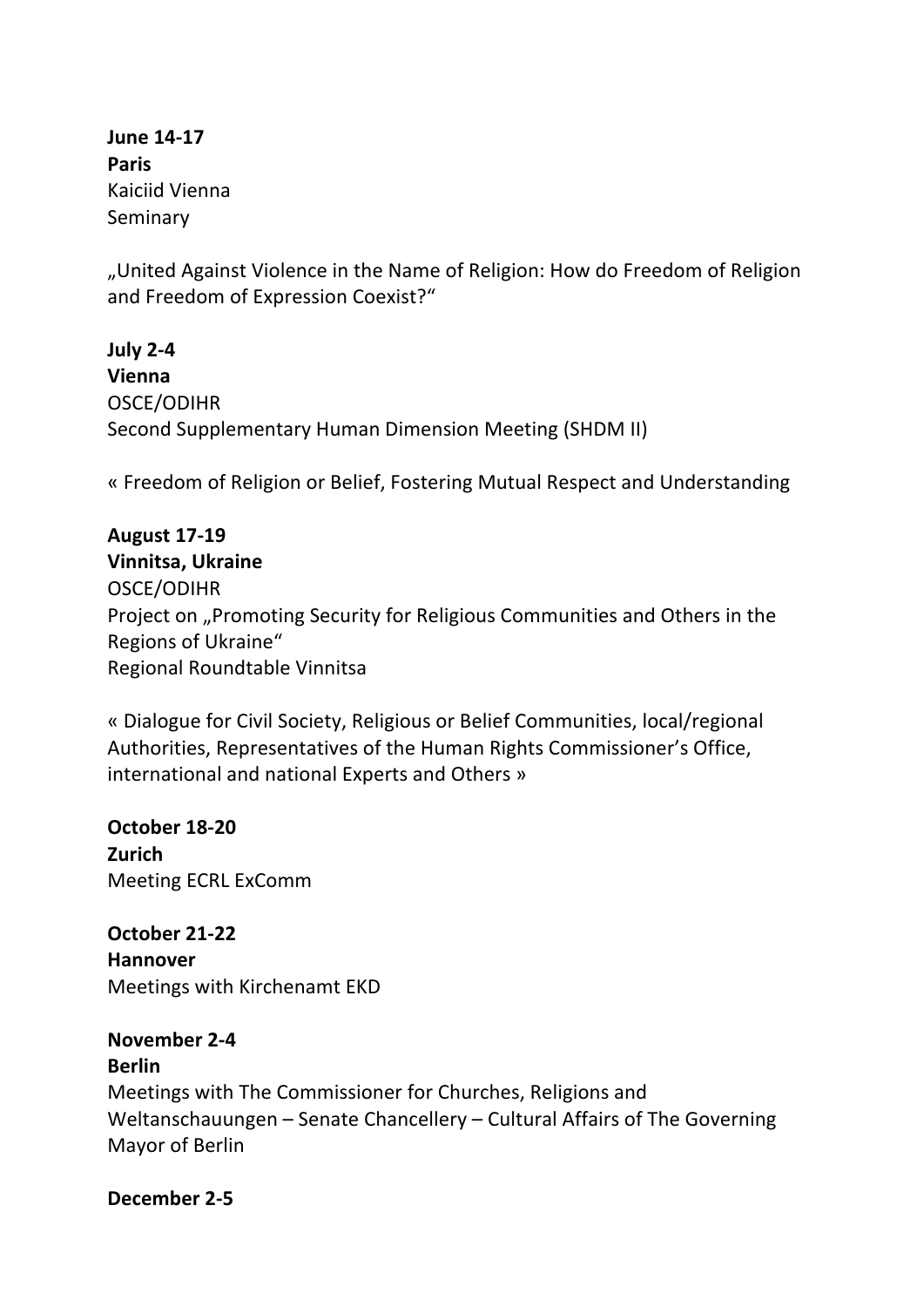**June 14-17**
**Paris**
Kaiciid Vienna
Seminary

„United Against Violence in the Name of Religion: How do Freedom of Religion and Freedom of Expression Coexist?“

**July 2-4**
**Vienna**
OSCE/ODIHR
Second Supplementary Human Dimension Meeting (SHDM II)

« Freedom of Religion or Belief, Fostering Mutual Respect and Understanding

**August 17-19**
**Vinnitsa, Ukraine**
OSCE/ODIHR
Project on „Promoting Security for Religious Communities and Others in the Regions of Ukraine“
Regional Roundtable Vinnitsa

« Dialogue for Civil Society, Religious or Belief Communities, local/regional Authorities, Representatives of the Human Rights Commissioner's Office, international and national Experts and Others »

**October 18-20**
**Zurich**
Meeting ECRL ExComm

**October 21-22**
**Hannover**
Meetings with Kirchenamt EKD

**November 2-4**
**Berlin**
Meetings with The Commissioner for Churches, Religions and Weltanschauungen – Senate Chancellery – Cultural Affairs of The Governing Mayor of Berlin

**December 2-5**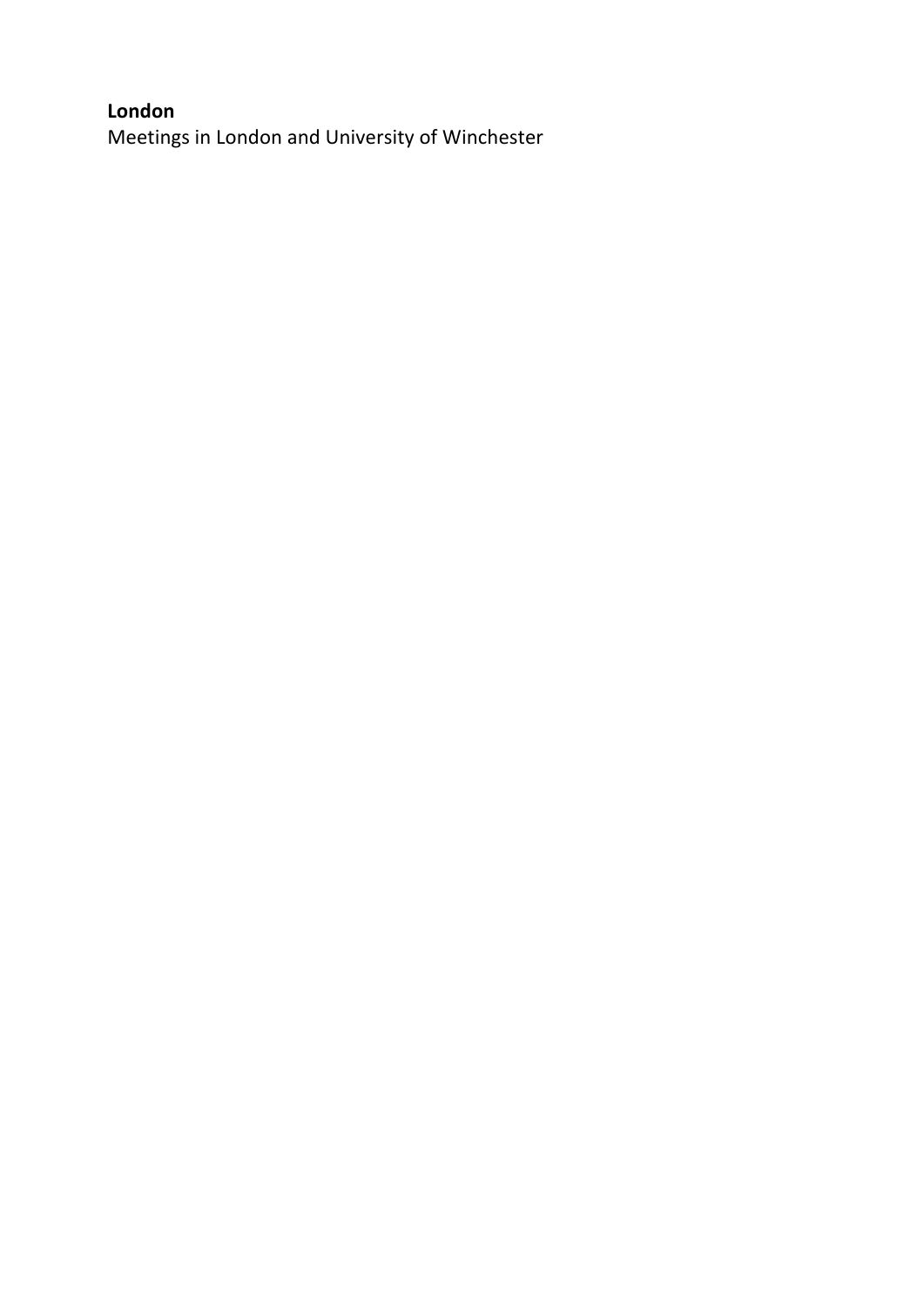**London**
Meetings in London and University of Winchester